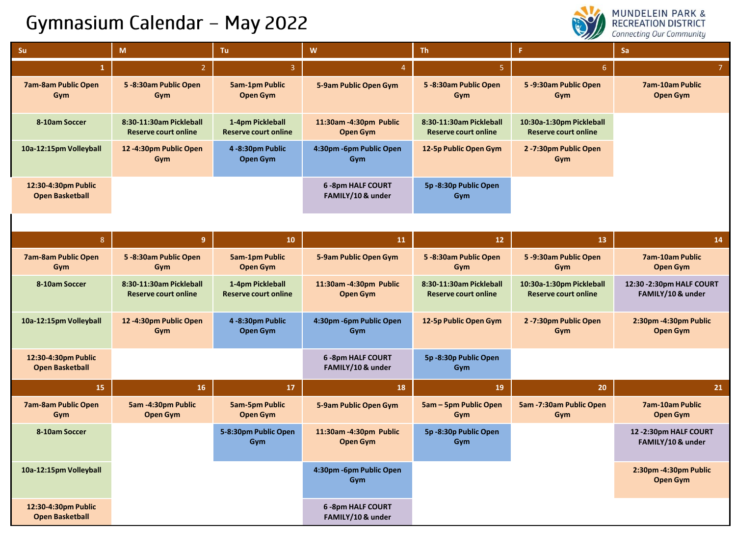# Gymnasium Calendar – May 2022

MUNDELEIN PARK & RECREATION DISTRICT
*Connecting Our Community*

| Su | M | Tu | W | Th | F | Sa |
|---|---|---|---|---|---|---|
| 1 | 2 | 3 | 4 | 5 | 6 | 7 |
| 7am-8am Public Open Gym | 5 -8:30am Public Open Gym | 5am-1pm Public Open Gym | 5-9am Public Open Gym | 5 -8:30am Public Open Gym | 5 -9:30am Public Open Gym | 7am-10am Public Open Gym |
| 8-10am Soccer | 8:30-11:30am Pickleball Reserve court online | 1-4pm Pickleball Reserve court online | 11:30am -4:30pm Public Open Gym | 8:30-11:30am Pickleball Reserve court online | 10:30a-1:30pm Pickleball Reserve court online | |
| 10a-12:15pm Volleyball | 12 -4:30pm Public Open Gym | 4 -8:30pm Public Open Gym | 4:30pm -6pm Public Open Gym | 12-5p Public Open Gym | 2 -7:30pm Public Open Gym | |
| 12:30-4:30pm Public Open Basketball | | | 6 -8pm HALF COURT FAMILY/10 & under | 5p -8:30p Public Open Gym | | |
| 8 | 9 | 10 | 11 | 12 | 13 | 14 |
| 7am-8am Public Open Gym | 5 -8:30am Public Open Gym | 5am-1pm Public Open Gym | 5-9am Public Open Gym | 5 -8:30am Public Open Gym | 5 -9:30am Public Open Gym | 7am-10am Public Open Gym |
| 8-10am Soccer | 8:30-11:30am Pickleball Reserve court online | 1-4pm Pickleball Reserve court online | 11:30am -4:30pm Public Open Gym | 8:30-11:30am Pickleball Reserve court online | 10:30a-1:30pm Pickleball Reserve court online | 12:30 -2:30pm HALF COURT FAMILY/10 & under |
| 10a-12:15pm Volleyball | 12 -4:30pm Public Open Gym | 4 -8:30pm Public Open Gym | 4:30pm -6pm Public Open Gym | 12-5p Public Open Gym | 2 -7:30pm Public Open Gym | 2:30pm -4:30pm Public Open Gym |
| 12:30-4:30pm Public Open Basketball | | | 6 -8pm HALF COURT FAMILY/10 & under | 5p -8:30p Public Open Gym | | |
| 15 | 16 | 17 | 18 | 19 | 20 | 21 |
| 7am-8am Public Open Gym | 5am -4:30pm Public Open Gym | 5am-5pm Public Open Gym | 5-9am Public Open Gym | 5am – 5pm Public Open Gym | 5am -7:30am Public Open Gym | 7am-10am Public Open Gym |
| 8-10am Soccer | | 5-8:30pm Public Open Gym | 11:30am -4:30pm Public Open Gym | 5p -8:30p Public Open Gym | | 12 -2:30pm HALF COURT FAMILY/10 & under |
| 10a-12:15pm Volleyball | | | 4:30pm -6pm Public Open Gym | | | 2:30pm -4:30pm Public Open Gym |
| 12:30-4:30pm Public Open Basketball | | | 6 -8pm HALF COURT FAMILY/10 & under | | | |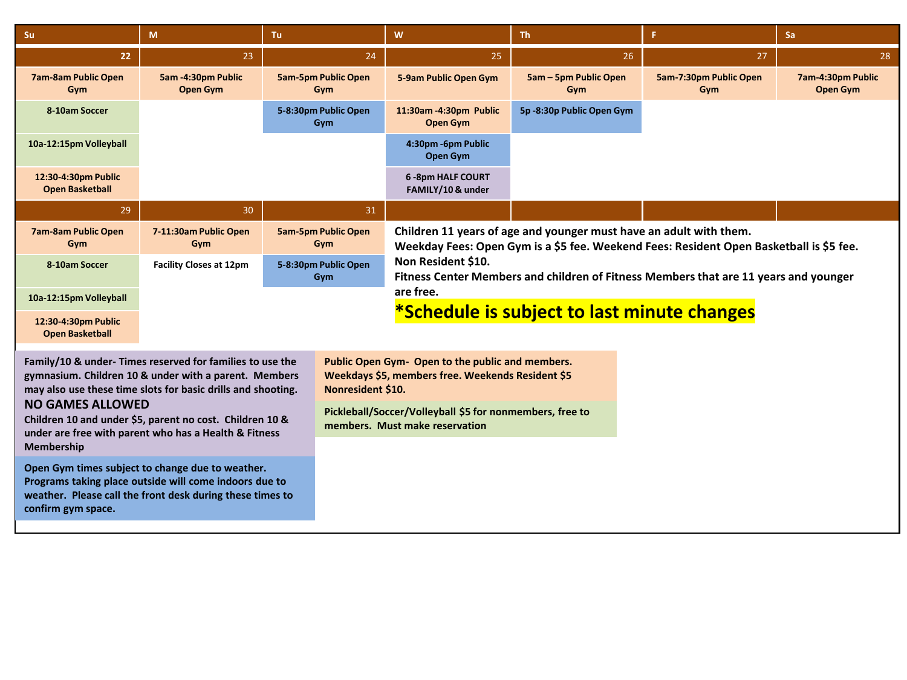| Su | M | Tu | W | Th | F | Sa |
|---|---|---|---|---|---|---|
| 22 | 23 | 24 | 25 | 26 | 27 | 28 |
| 7am-8am Public Open Gym | 5am -4:30pm Public Open Gym | 5am-5pm Public Open Gym | 5-9am Public Open Gym | 5am – 5pm Public Open Gym | 5am-7:30pm Public Open Gym | 7am-4:30pm Public Open Gym |
| 8-10am Soccer | | 5-8:30pm Public Open Gym | 11:30am -4:30pm Public Open Gym | 5p -8:30p Public Open Gym | | |
| 10a-12:15pm Volleyball | | | 4:30pm -6pm Public Open Gym | | | |
| 12:30-4:30pm Public Open Basketball | | | 6 -8pm HALF COURT FAMILY/10 & under | | | |
| 29 | 30 | 31 | | | | |
| 7am-8am Public Open Gym | 7-11:30am Public Open Gym | 5am-5pm Public Open Gym | | | | |
| 8-10am Soccer | Facility Closes at 12pm | 5-8:30pm Public Open Gym | | | | |
| 10a-12:15pm Volleyball | | | | | | |
| 12:30-4:30pm Public Open Basketball | | | | | | |

**Children 11 years of age and younger must have an adult with them.**
**Weekday Fees: Open Gym is a $5 fee. Weekend Fees: Resident Open Basketball is $5 fee. Non Resident $10.**
**Fitness Center Members and children of Fitness Members that are 11 years and younger are free.**

## *Schedule is subject to last minute changes

**Family/10 & under- Times reserved for families to use the gymnasium. Children 10 & under with a parent. Members may also use these time slots for basic drills and shooting.**

**NO GAMES ALLOWED**

**Children 10 and under $5, parent no cost. Children 10 & under are free with parent who has a Health & Fitness Membership**

**Open Gym times subject to change due to weather. Programs taking place outside will come indoors due to weather. Please call the front desk during these times to confirm gym space.**

**Public Open Gym- Open to the public and members. Weekdays $5, members free. Weekends Resident $5 Nonresident $10.**

**Pickleball/Soccer/Volleyball $5 for nonmembers, free to members. Must make reservation**